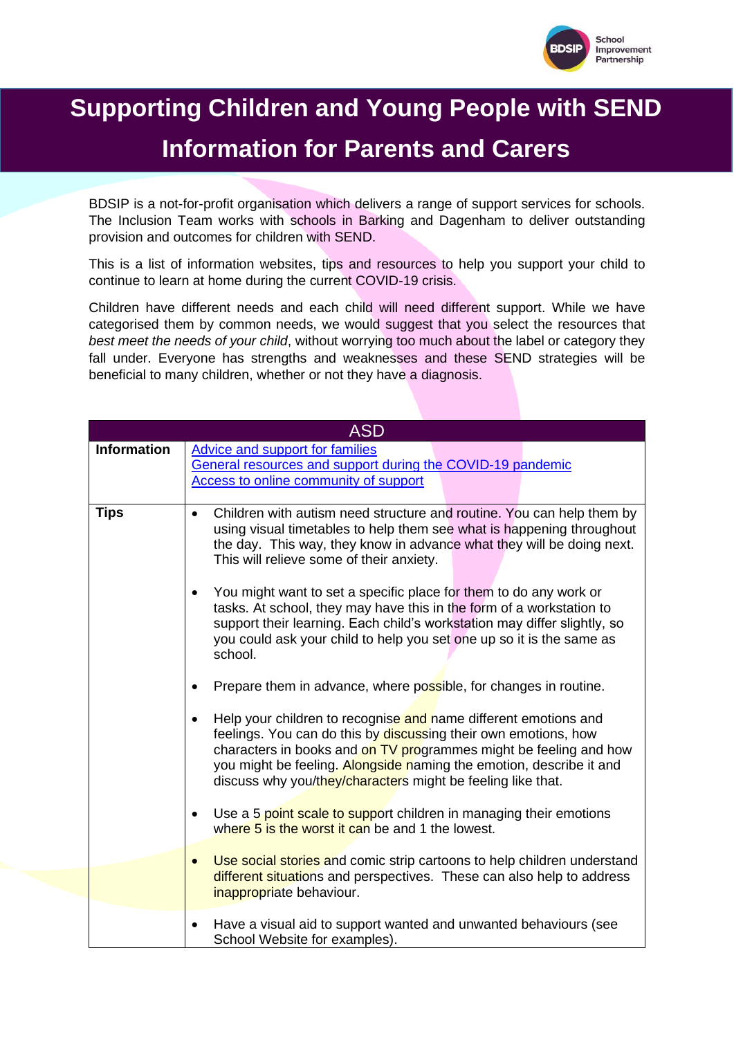# Supporting Children and Young People with SEND

# Information for Parents and Carers

BDSIP is a not-for-profit organisation which delivers a range of support services for schools. The Inclusion Team works with schools in Barking and Dagenham to deliver outstanding provision and outcomes for children with SEND.

This is a list of information websites, tips and resources to help you support your child to continue to learn at home during the current COVID-19 crisis.

Children have different needs and each child will need different support. While we have categorised them by common needs, we would suggest that you select the resources that *best meet the needs of your child*, without worrying too much about the label or category they fall under. Everyone has strengths and weaknesses and these SEND strategies will be beneficial to many children, whether or not they have a diagnosis.

| ASD | |
|---|---|
| **Information** | Advice and support for families<br>General resources and support during the COVID-19 pandemic<br>Access to online community of support |
| **Tips** | • Children with autism need structure and routine. You can help them by using visual timetables to help them see what is happening throughout the day. This way, they know in advance what they will be doing next. This will relieve some of their anxiety.<br>• You might want to set a specific place for them to do any work or tasks. At school, they may have this in the form of a workstation to support their learning. Each child's workstation may differ slightly, so you could ask your child to help you set one up so it is the same as school.<br>• Prepare them in advance, where possible, for changes in routine.<br>• Help your children to recognise and name different emotions and feelings. You can do this by discussing their own emotions, how characters in books and on TV programmes might be feeling and how you might be feeling. Alongside naming the emotion, describe it and discuss why you/they/characters might be feeling like that.<br>• Use a 5 point scale to support children in managing their emotions where 5 is the worst it can be and 1 the lowest.<br>• Use social stories and comic strip cartoons to help children understand different situations and perspectives. These can also help to address inappropriate behaviour.<br>• Have a visual aid to support wanted and unwanted behaviours (see School Website for examples). |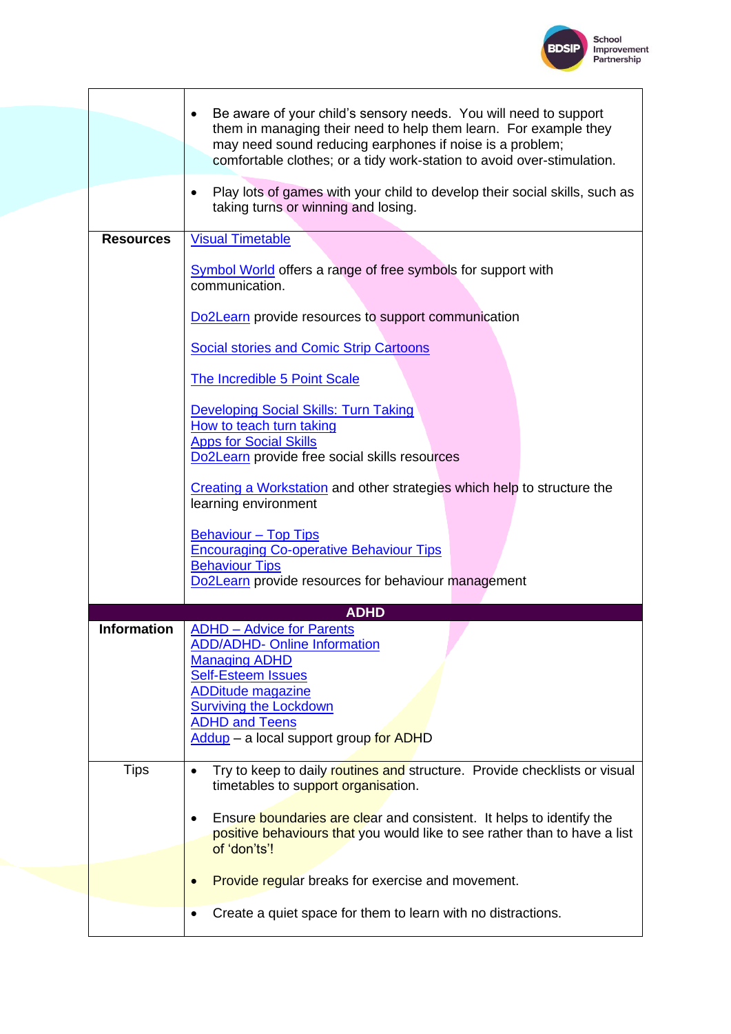| | |
|---|---|
| | • Be aware of your child's sensory needs. You will need to support them in managing their need to help them learn. For example they may need sound reducing earphones if noise is a problem; comfortable clothes; or a tidy work-station to avoid over-stimulation.<br><br>• Play lots of games with your child to develop their social skills, such as taking turns or winning and losing. |
| **Resources** | Visual Timetable<br><br>Symbol World offers a range of free symbols for support with communication.<br><br>Do2Learn provide resources to support communication<br><br>Social stories and Comic Strip Cartoons<br><br>The Incredible 5 Point Scale<br><br>Developing Social Skills: Turn Taking<br>How to teach turn taking<br>Apps for Social Skills<br>Do2Learn provide free social skills resources<br><br>Creating a Workstation and other strategies which help to structure the learning environment<br><br>Behaviour – Top Tips<br>Encouraging Co-operative Behaviour Tips<br>Behaviour Tips<br>Do2Learn provide resources for behaviour management |
| **ADHD** | |
| **Information** | ADHD – Advice for Parents<br>ADD/ADHD- Online Information<br>Managing ADHD<br>Self-Esteem Issues<br>ADDitude magazine<br>Surviving the Lockdown<br>ADHD and Teens<br>Addup – a local support group for ADHD |
| Tips | • Try to keep to daily routines and structure. Provide checklists or visual timetables to support organisation.<br><br>• Ensure boundaries are clear and consistent. It helps to identify the positive behaviours that you would like to see rather than to have a list of 'don'ts'!<br><br>• Provide regular breaks for exercise and movement.<br><br>• Create a quiet space for them to learn with no distractions. |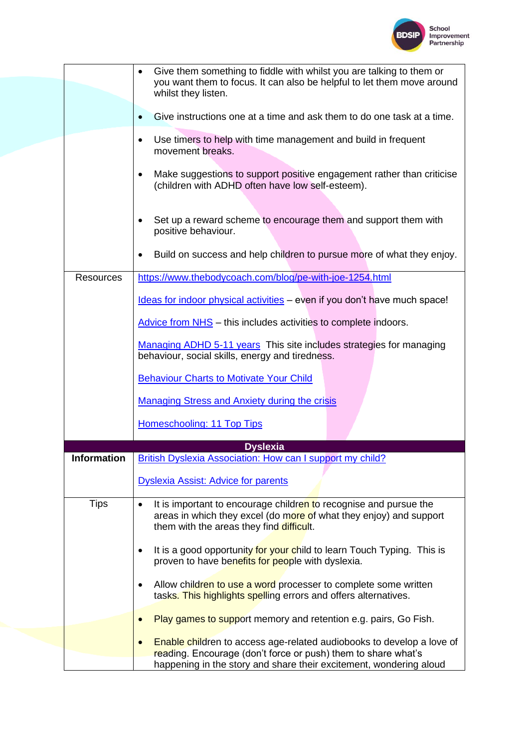| | |
|---|---|
| | • Give them something to fiddle with whilst you are talking to them or you want them to focus. It can also be helpful to let them move around whilst they listen.<br><br>• Give instructions one at a time and ask them to do one task at a time.<br><br>• Use timers to help with time management and build in frequent movement breaks.<br><br>• Make suggestions to support positive engagement rather than criticise (children with ADHD often have low self-esteem).<br><br>• Set up a reward scheme to encourage them and support them with positive behaviour.<br><br>• Build on success and help children to pursue more of what they enjoy. |
| Resources | https://www.thebodycoach.com/blog/pe-with-joe-1254.html<br><br>Ideas for indoor physical activities – even if you don't have much space!<br><br>Advice from NHS – this includes activities to complete indoors.<br><br>Managing ADHD 5-11 years This site includes strategies for managing behaviour, social skills, energy and tiredness.<br><br>Behaviour Charts to Motivate Your Child<br><br>Managing Stress and Anxiety during the crisis<br><br>Homeschooling: 11 Top Tips |
| | **Dyslexia** |
| **Information** | British Dyslexia Association: How can I support my child?<br><br>Dyslexia Assist: Advice for parents |
| Tips | • It is important to encourage children to recognise and pursue the areas in which they excel (do more of what they enjoy) and support them with the areas they find difficult.<br><br>• It is a good opportunity for your child to learn Touch Typing. This is proven to have benefits for people with dyslexia.<br><br>• Allow children to use a word processer to complete some written tasks. This highlights spelling errors and offers alternatives.<br><br>• Play games to support memory and retention e.g. pairs, Go Fish.<br><br>• Enable children to access age-related audiobooks to develop a love of reading. Encourage (don't force or push) them to share what's happening in the story and share their excitement, wondering aloud |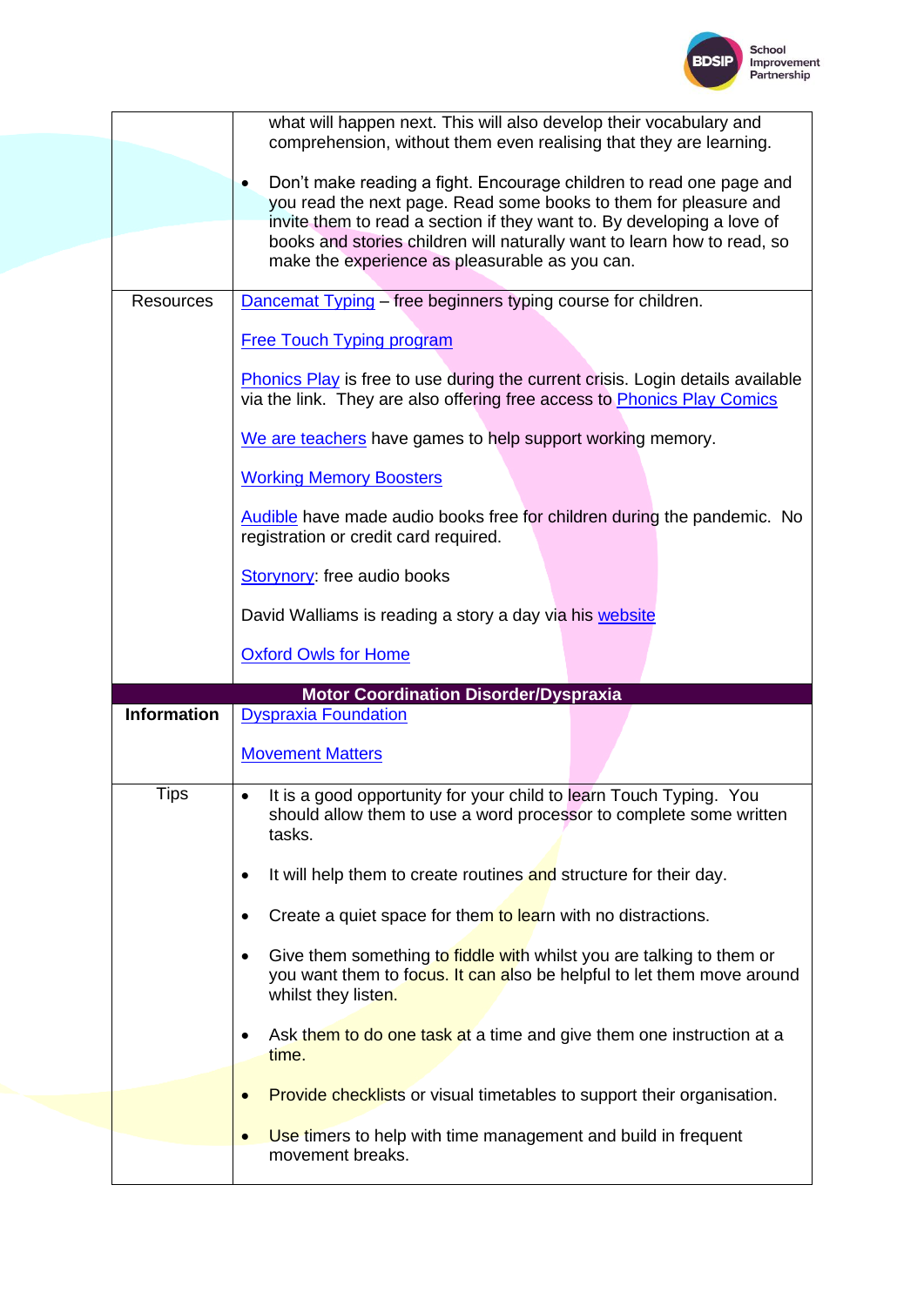| | |
|---|---|
| | what will happen next. This will also develop their vocabulary and comprehension, without them even realising that they are learning.<br><br>• Don't make reading a fight. Encourage children to read one page and you read the next page. Read some books to them for pleasure and invite them to read a section if they want to. By developing a love of books and stories children will naturally want to learn how to read, so make the experience as pleasurable as you can. |
| Resources | Dancemat Typing – free beginners typing course for children.<br><br>Free Touch Typing program<br><br>Phonics Play is free to use during the current crisis. Login details available via the link. They are also offering free access to Phonics Play Comics<br><br>We are teachers have games to help support working memory.<br><br>Working Memory Boosters<br><br>Audible have made audio books free for children during the pandemic. No registration or credit card required.<br><br>Storynory: free audio books<br><br>David Walliams is reading a story a day via his website<br><br>Oxford Owls for Home |
| **Motor Coordination Disorder/Dyspraxia** | |
| **Information** | Dyspraxia Foundation<br><br>Movement Matters |
| Tips | • It is a good opportunity for your child to learn Touch Typing. You should allow them to use a word processor to complete some written tasks.<br><br>• It will help them to create routines and structure for their day.<br><br>• Create a quiet space for them to learn with no distractions.<br><br>• Give them something to fiddle with whilst you are talking to them or you want them to focus. It can also be helpful to let them move around whilst they listen.<br><br>• Ask them to do one task at a time and give them one instruction at a time.<br><br>• Provide checklists or visual timetables to support their organisation.<br><br>• Use timers to help with time management and build in frequent movement breaks. |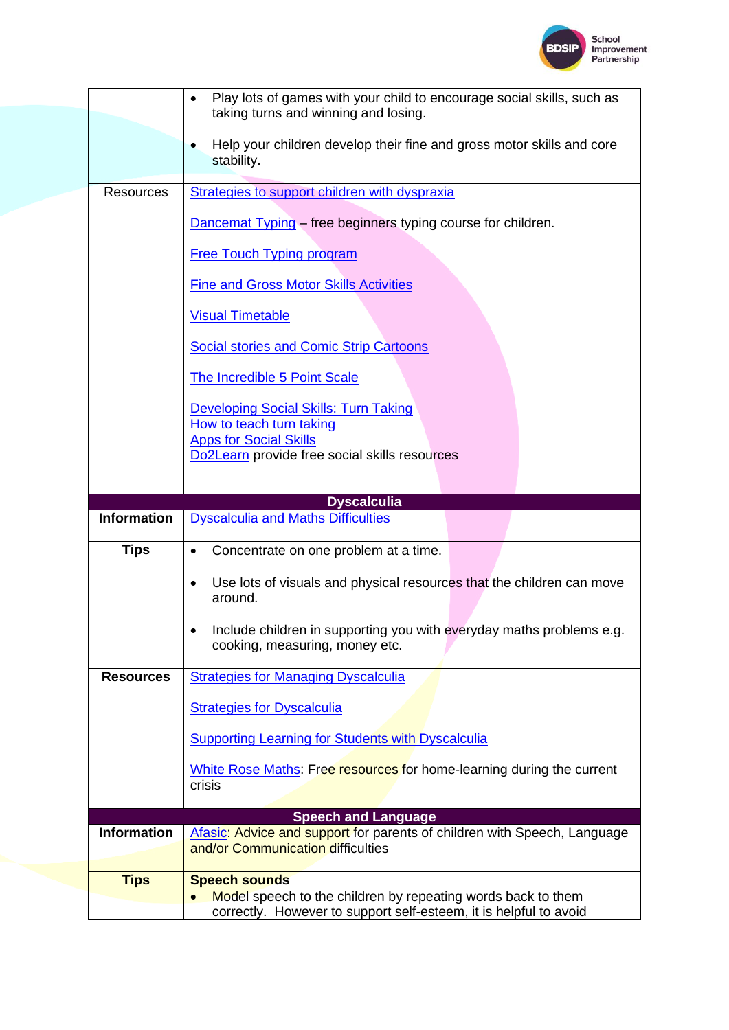| | |
|---|---|
| | • Play lots of games with your child to encourage social skills, such as taking turns and winning and losing.<br>• Help your children develop their fine and gross motor skills and core stability. |
| Resources | Strategies to support children with dyspraxia<br><br>Dancemat Typing – free beginners typing course for children.<br><br>Free Touch Typing program<br><br>Fine and Gross Motor Skills Activities<br><br>Visual Timetable<br><br>Social stories and Comic Strip Cartoons<br><br>The Incredible 5 Point Scale<br><br>Developing Social Skills: Turn Taking<br>How to teach turn taking<br>Apps for Social Skills<br>Do2Learn provide free social skills resources |
| **Dyscalculia** | |
| **Information** | Dyscalculia and Maths Difficulties |
| **Tips** | • Concentrate on one problem at a time.<br>• Use lots of visuals and physical resources that the children can move around.<br>• Include children in supporting you with everyday maths problems e.g. cooking, measuring, money etc. |
| **Resources** | Strategies for Managing Dyscalculia<br><br>Strategies for Dyscalculia<br><br>Supporting Learning for Students with Dyscalculia<br><br>White Rose Maths: Free resources for home-learning during the current crisis |
| **Speech and Language** | |
| **Information** | Afasic: Advice and support for parents of children with Speech, Language and/or Communication difficulties |
| **Tips** | **Speech sounds**<br>• Model speech to the children by repeating words back to them correctly. However to support self-esteem, it is helpful to avoid |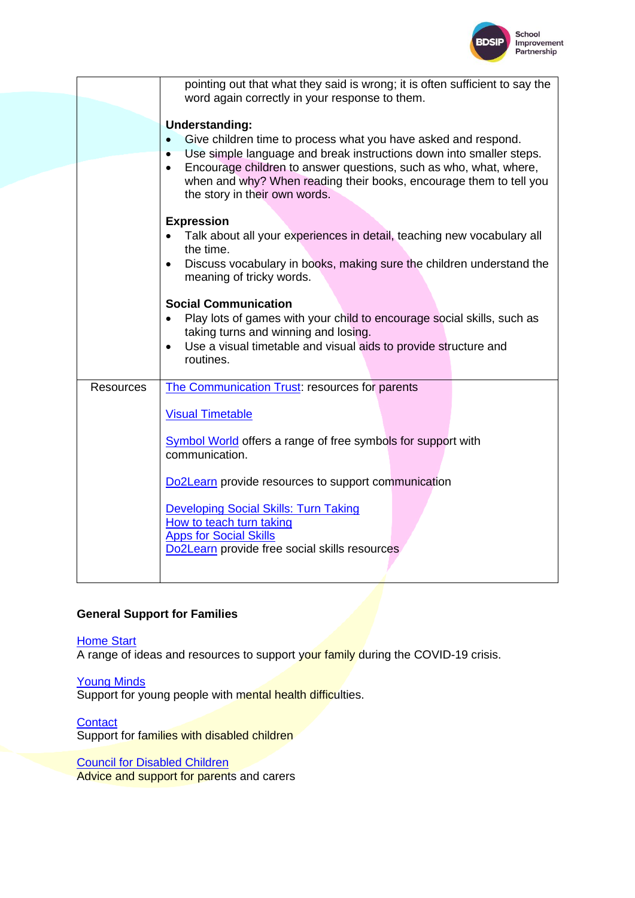| | |
|---|---|
| | pointing out that what they said is wrong; it is often sufficient to say the word again correctly in your response to them.<br><br>**Understanding:**<br>• Give children time to process what you have asked and respond.<br>• Use simple language and break instructions down into smaller steps.<br>• Encourage children to answer questions, such as who, what, where, when and why? When reading their books, encourage them to tell you the story in their own words.<br><br>**Expression**<br>• Talk about all your experiences in detail, teaching new vocabulary all the time.<br>• Discuss vocabulary in books, making sure the children understand the meaning of tricky words.<br><br>**Social Communication**<br>• Play lots of games with your child to encourage social skills, such as taking turns and winning and losing.<br>• Use a visual timetable and visual aids to provide structure and routines. |
| Resources | The Communication Trust: resources for parents<br><br>Visual Timetable<br><br>Symbol World offers a range of free symbols for support with communication.<br><br>Do2Learn provide resources to support communication<br><br>Developing Social Skills: Turn Taking<br>How to teach turn taking<br>Apps for Social Skills<br>Do2Learn provide free social skills resources |

**General Support for Families**

Home Start
A range of ideas and resources to support your family during the COVID-19 crisis.

Young Minds
Support for young people with mental health difficulties.

Contact
Support for families with disabled children

Council for Disabled Children
Advice and support for parents and carers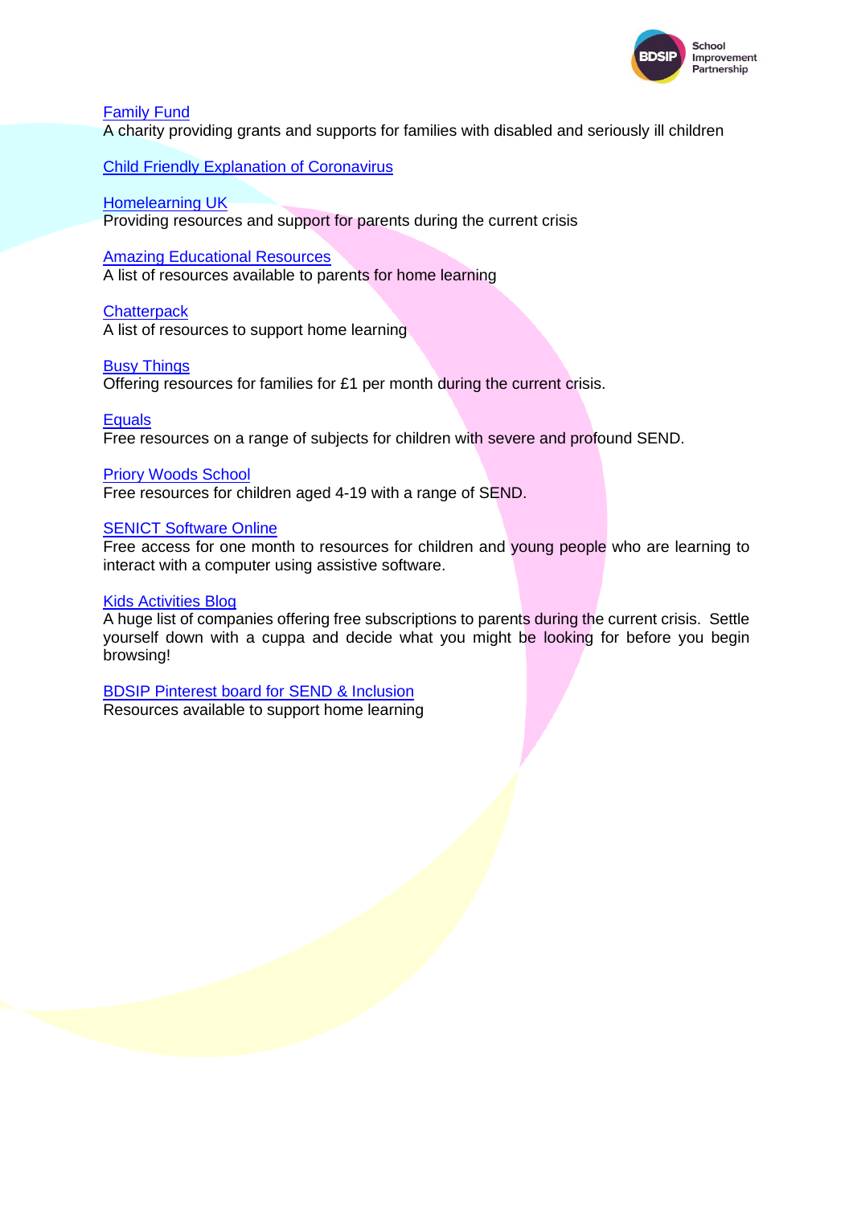Family Fund
A charity providing grants and supports for families with disabled and seriously ill children

Child Friendly Explanation of Coronavirus

Homelearning UK
Providing resources and support for parents during the current crisis

Amazing Educational Resources
A list of resources available to parents for home learning

Chatterpack
A list of resources to support home learning

Busy Things
Offering resources for families for £1 per month during the current crisis.

Equals
Free resources on a range of subjects for children with severe and profound SEND.

Priory Woods School
Free resources for children aged 4-19 with a range of SEND.

SENICT Software Online
Free access for one month to resources for children and young people who are learning to interact with a computer using assistive software.

Kids Activities Blog
A huge list of companies offering free subscriptions to parents during the current crisis. Settle yourself down with a cuppa and decide what you might be looking for before you begin browsing!

BDSIP Pinterest board for SEND & Inclusion
Resources available to support home learning